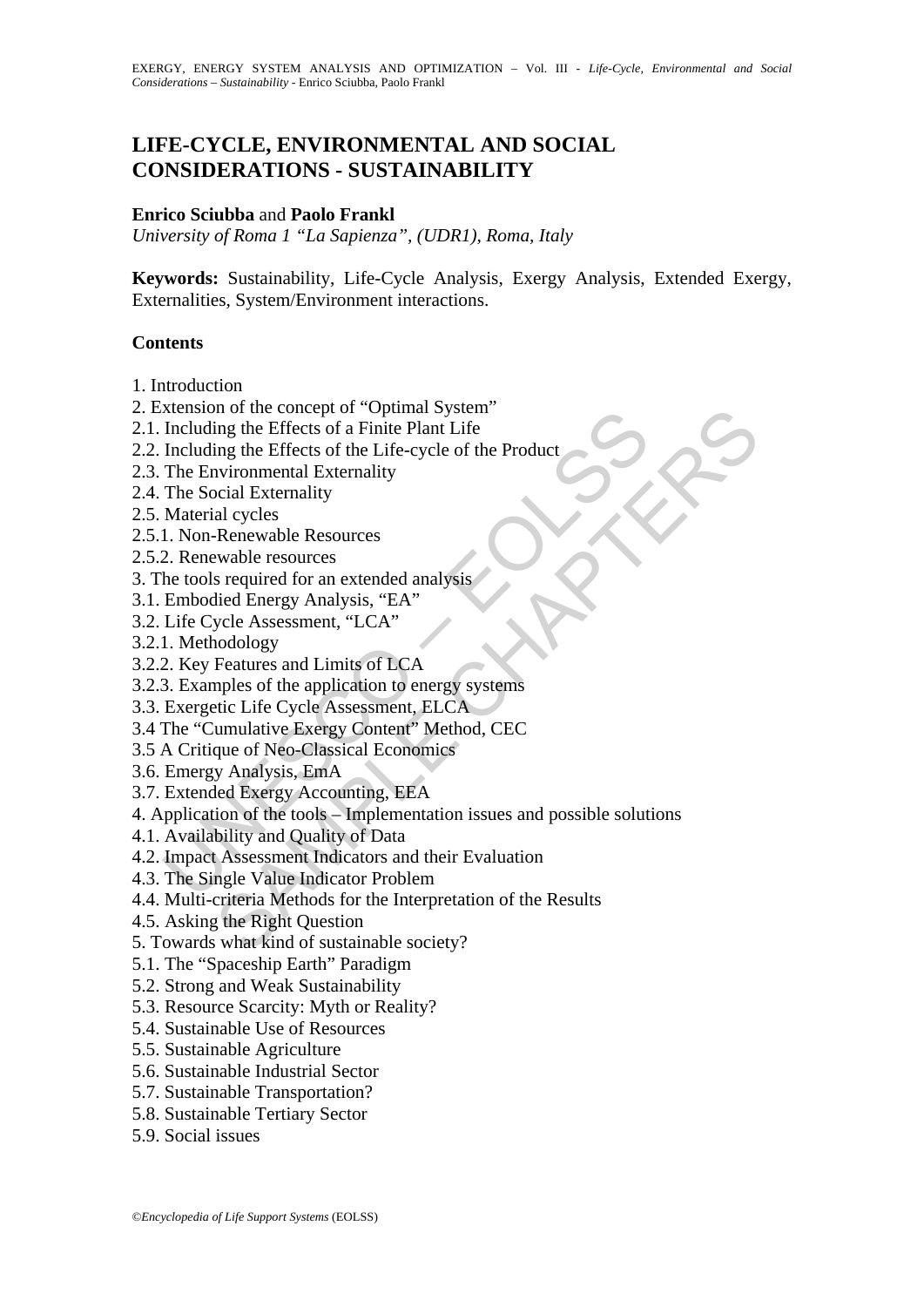# LIFE-CYCLE, ENVIRONMENTAL AND SOCIAL CONSIDERATIONS - SUSTAINABILITY

**Enrico Sciubba** and **Paolo Frankl**

*University of Roma 1 "La Sapienza", (UDR1), Roma, Italy*

**Keywords:** Sustainability, Life-Cycle Analysis, Exergy Analysis, Extended Exergy, Externalities, System/Environment interactions.

## Contents

1. Introduction
2. Extension of the concept of "Optimal System"
2.1. Including the Effects of a Finite Plant Life
2.2. Including the Effects of the Life-cycle of the Product
2.3. The Environmental Externality
2.4. The Social Externality
2.5. Material cycles
2.5.1. Non-Renewable Resources
2.5.2. Renewable resources
3. The tools required for an extended analysis
3.1. Embodied Energy Analysis, "EA"
3.2. Life Cycle Assessment, "LCA"
3.2.1. Methodology
3.2.2. Key Features and Limits of LCA
3.2.3. Examples of the application to energy systems
3.3. Exergetic Life Cycle Assessment, ELCA
3.4 The "Cumulative Exergy Content" Method, CEC
3.5 A Critique of Neo-Classical Economics
3.6. Emergy Analysis, EmA
3.7. Extended Exergy Accounting, EEA
4. Application of the tools – Implementation issues and possible solutions
4.1. Availability and Quality of Data
4.2. Impact Assessment Indicators and their Evaluation
4.3. The Single Value Indicator Problem
4.4. Multi-criteria Methods for the Interpretation of the Results
4.5. Asking the Right Question
5. Towards what kind of sustainable society?
5.1. The "Spaceship Earth" Paradigm
5.2. Strong and Weak Sustainability
5.3. Resource Scarcity: Myth or Reality?
5.4. Sustainable Use of Resources
5.5. Sustainable Agriculture
5.6. Sustainable Industrial Sector
5.7. Sustainable Transportation?
5.8. Sustainable Tertiary Sector
5.9. Social issues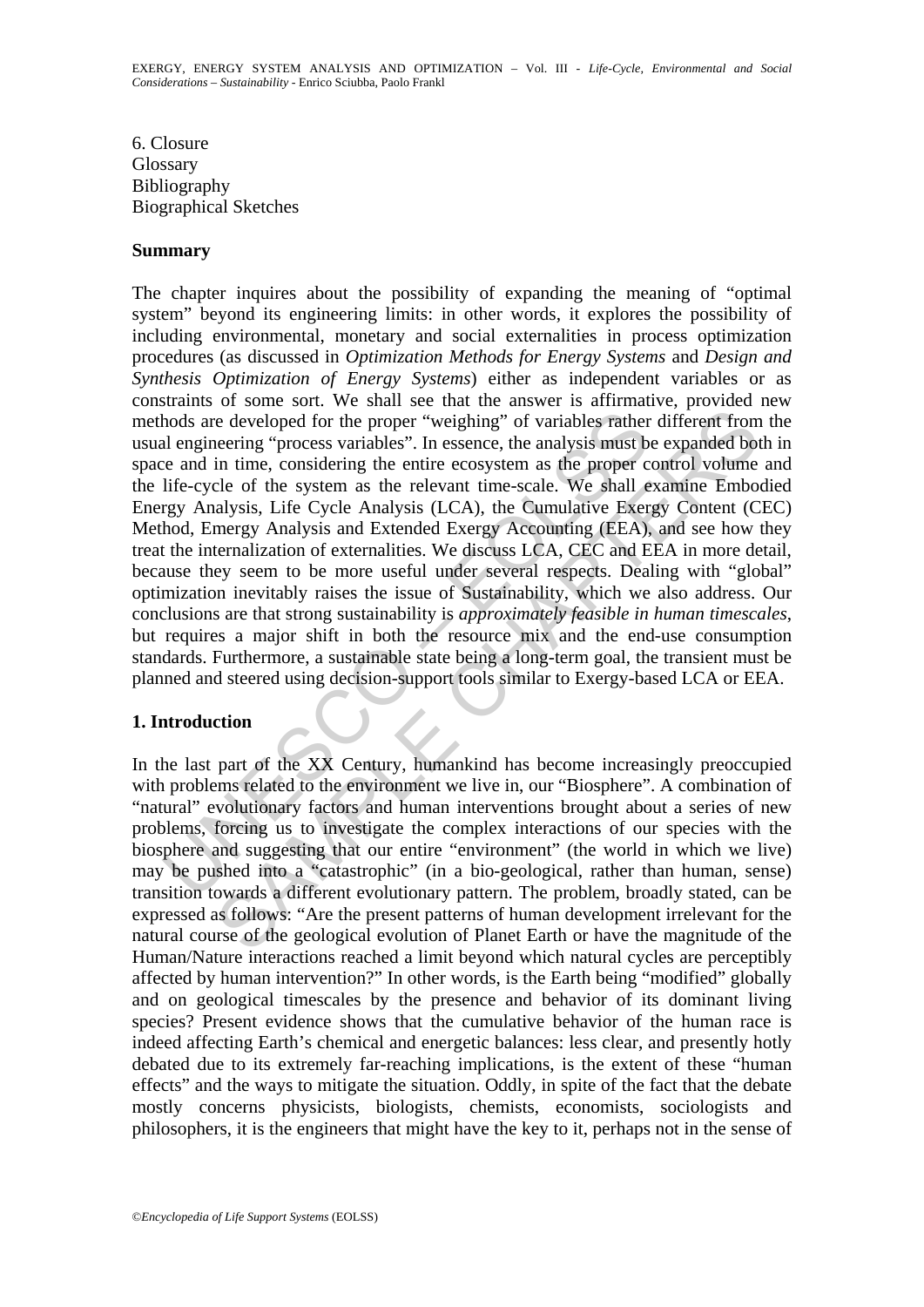6. Closure
Glossary
Bibliography
Biographical Sketches

## Summary

The chapter inquires about the possibility of expanding the meaning of "optimal system" beyond its engineering limits: in other words, it explores the possibility of including environmental, monetary and social externalities in process optimization procedures (as discussed in *Optimization Methods for Energy Systems* and *Design and Synthesis Optimization of Energy Systems*) either as independent variables or as constraints of some sort. We shall see that the answer is affirmative, provided new methods are developed for the proper "weighing" of variables rather different from the usual engineering "process variables". In essence, the analysis must be expanded both in space and in time, considering the entire ecosystem as the proper control volume and the life-cycle of the system as the relevant time-scale. We shall examine Embodied Energy Analysis, Life Cycle Analysis (LCA), the Cumulative Exergy Content (CEC) Method, Emergy Analysis and Extended Exergy Accounting (EEA), and see how they treat the internalization of externalities. We discuss LCA, CEC and EEA in more detail, because they seem to be more useful under several respects. Dealing with "global" optimization inevitably raises the issue of Sustainability, which we also address. Our conclusions are that strong sustainability is *approximately feasible in human timescales*, but requires a major shift in both the resource mix and the end-use consumption standards. Furthermore, a sustainable state being a long-term goal, the transient must be planned and steered using decision-support tools similar to Exergy-based LCA or EEA.

## 1. Introduction

In the last part of the XX Century, humankind has become increasingly preoccupied with problems related to the environment we live in, our "Biosphere". A combination of "natural" evolutionary factors and human interventions brought about a series of new problems, forcing us to investigate the complex interactions of our species with the biosphere and suggesting that our entire "environment" (the world in which we live) may be pushed into a "catastrophic" (in a bio-geological, rather than human, sense) transition towards a different evolutionary pattern. The problem, broadly stated, can be expressed as follows: "Are the present patterns of human development irrelevant for the natural course of the geological evolution of Planet Earth or have the magnitude of the Human/Nature interactions reached a limit beyond which natural cycles are perceptibly affected by human intervention?" In other words, is the Earth being "modified" globally and on geological timescales by the presence and behavior of its dominant living species? Present evidence shows that the cumulative behavior of the human race is indeed affecting Earth's chemical and energetic balances: less clear, and presently hotly debated due to its extremely far-reaching implications, is the extent of these "human effects" and the ways to mitigate the situation. Oddly, in spite of the fact that the debate mostly concerns physicists, biologists, chemists, economists, sociologists and philosophers, it is the engineers that might have the key to it, perhaps not in the sense of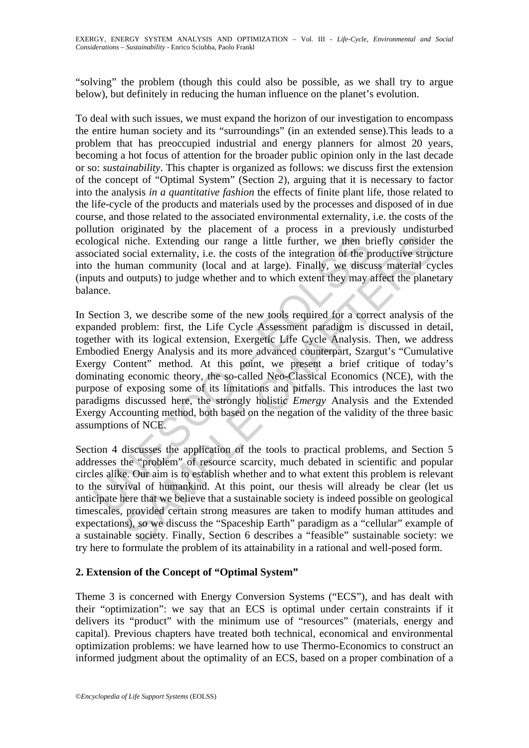"solving" the problem (though this could also be possible, as we shall try to argue below), but definitely in reducing the human influence on the planet's evolution.

To deal with such issues, we must expand the horizon of our investigation to encompass the entire human society and its "surroundings" (in an extended sense).This leads to a problem that has preoccupied industrial and energy planners for almost 20 years, becoming a hot focus of attention for the broader public opinion only in the last decade or so: *sustainability*. This chapter is organized as follows: we discuss first the extension of the concept of "Optimal System" (Section 2), arguing that it is necessary to factor into the analysis *in a quantitative fashion* the effects of finite plant life, those related to the life-cycle of the products and materials used by the processes and disposed of in due course, and those related to the associated environmental externality, i.e. the costs of the pollution originated by the placement of a process in a previously undisturbed ecological niche. Extending our range a little further, we then briefly consider the associated social externality, i.e. the costs of the integration of the productive structure into the human community (local and at large). Finally, we discuss material cycles (inputs and outputs) to judge whether and to which extent they may affect the planetary balance.

In Section 3, we describe some of the new tools required for a correct analysis of the expanded problem: first, the Life Cycle Assessment paradigm is discussed in detail, together with its logical extension, Exergetic Life Cycle Analysis. Then, we address Embodied Energy Analysis and its more advanced counterpart, Szargut's "Cumulative Exergy Content" method. At this point, we present a brief critique of today's dominating economic theory, the so-called Neo-Classical Economics (NCE), with the purpose of exposing some of its limitations and pitfalls. This introduces the last two paradigms discussed here, the strongly holistic *Emergy* Analysis and the Extended Exergy Accounting method, both based on the negation of the validity of the three basic assumptions of NCE.

Section 4 discusses the application of the tools to practical problems, and Section 5 addresses the "problem" of resource scarcity, much debated in scientific and popular circles alike. Our aim is to establish whether and to what extent this problem is relevant to the survival of humankind. At this point, our thesis will already be clear (let us anticipate here that we believe that a sustainable society is indeed possible on geological timescales, provided certain strong measures are taken to modify human attitudes and expectations), so we discuss the "Spaceship Earth" paradigm as a "cellular" example of a sustainable society. Finally, Section 6 describes a "feasible" sustainable society: we try here to formulate the problem of its attainability in a rational and well-posed form.

## 2. Extension of the Concept of "Optimal System"

Theme 3 is concerned with Energy Conversion Systems ("ECS"), and has dealt with their "optimization": we say that an ECS is optimal under certain constraints if it delivers its "product" with the minimum use of "resources" (materials, energy and capital). Previous chapters have treated both technical, economical and environmental optimization problems: we have learned how to use Thermo-Economics to construct an informed judgment about the optimality of an ECS, based on a proper combination of a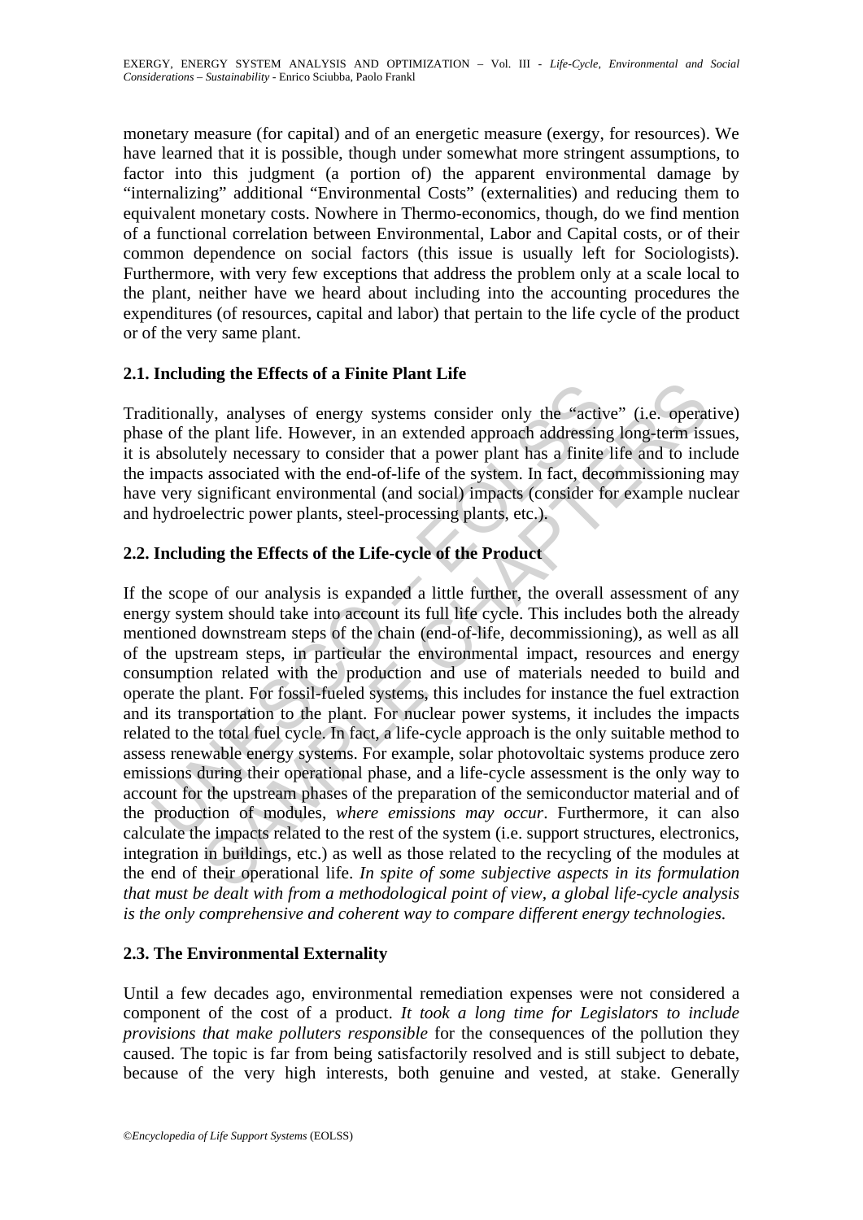monetary measure (for capital) and of an energetic measure (exergy, for resources). We have learned that it is possible, though under somewhat more stringent assumptions, to factor into this judgment (a portion of) the apparent environmental damage by "internalizing" additional "Environmental Costs" (externalities) and reducing them to equivalent monetary costs. Nowhere in Thermo-economics, though, do we find mention of a functional correlation between Environmental, Labor and Capital costs, or of their common dependence on social factors (this issue is usually left for Sociologists). Furthermore, with very few exceptions that address the problem only at a scale local to the plant, neither have we heard about including into the accounting procedures the expenditures (of resources, capital and labor) that pertain to the life cycle of the product or of the very same plant.

## 2.1. Including the Effects of a Finite Plant Life

Traditionally, analyses of energy systems consider only the "active" (i.e. operative) phase of the plant life. However, in an extended approach addressing long-term issues, it is absolutely necessary to consider that a power plant has a finite life and to include the impacts associated with the end-of-life of the system. In fact, decommissioning may have very significant environmental (and social) impacts (consider for example nuclear and hydroelectric power plants, steel-processing plants, etc.).

## 2.2. Including the Effects of the Life-cycle of the Product

If the scope of our analysis is expanded a little further, the overall assessment of any energy system should take into account its full life cycle. This includes both the already mentioned downstream steps of the chain (end-of-life, decommissioning), as well as all of the upstream steps, in particular the environmental impact, resources and energy consumption related with the production and use of materials needed to build and operate the plant. For fossil-fueled systems, this includes for instance the fuel extraction and its transportation to the plant. For nuclear power systems, it includes the impacts related to the total fuel cycle. In fact, a life-cycle approach is the only suitable method to assess renewable energy systems. For example, solar photovoltaic systems produce zero emissions during their operational phase, and a life-cycle assessment is the only way to account for the upstream phases of the preparation of the semiconductor material and of the production of modules, *where emissions may occur*. Furthermore, it can also calculate the impacts related to the rest of the system (i.e. support structures, electronics, integration in buildings, etc.) as well as those related to the recycling of the modules at the end of their operational life. *In spite of some subjective aspects in its formulation that must be dealt with from a methodological point of view, a global life-cycle analysis is the only comprehensive and coherent way to compare different energy technologies.*

## 2.3. The Environmental Externality

Until a few decades ago, environmental remediation expenses were not considered a component of the cost of a product. *It took a long time for Legislators to include provisions that make polluters responsible* for the consequences of the pollution they caused. The topic is far from being satisfactorily resolved and is still subject to debate, because of the very high interests, both genuine and vested, at stake. Generally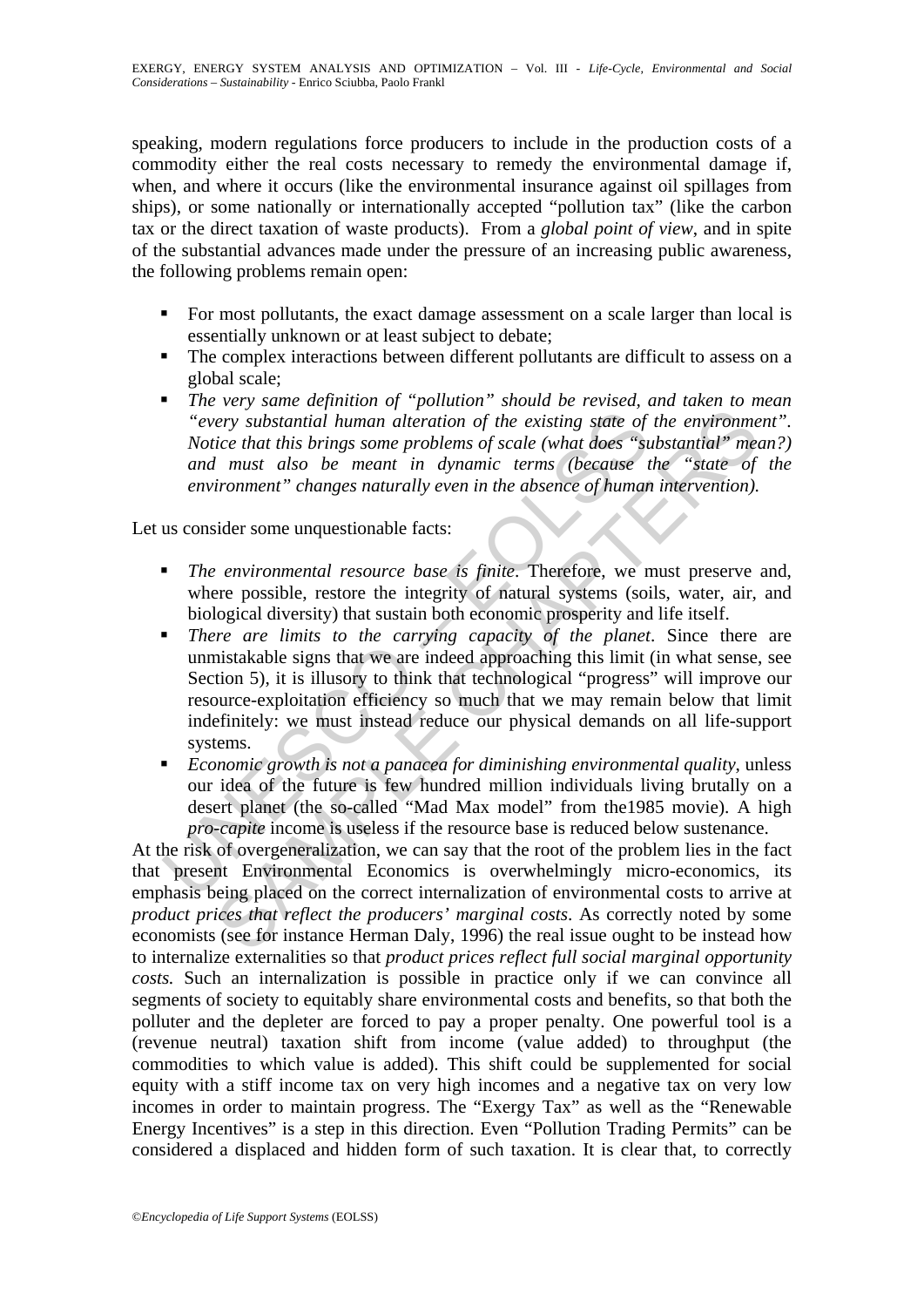speaking, modern regulations force producers to include in the production costs of a commodity either the real costs necessary to remedy the environmental damage if, when, and where it occurs (like the environmental insurance against oil spillages from ships), or some nationally or internationally accepted "pollution tax" (like the carbon tax or the direct taxation of waste products). From a *global point of view*, and in spite of the substantial advances made under the pressure of an increasing public awareness, the following problems remain open:

- For most pollutants, the exact damage assessment on a scale larger than local is essentially unknown or at least subject to debate;
- The complex interactions between different pollutants are difficult to assess on a global scale;
- *The very same definition of "pollution" should be revised, and taken to mean "every substantial human alteration of the existing state of the environment". Notice that this brings some problems of scale (what does "substantial" mean?) and must also be meant in dynamic terms (because the "state of the environment" changes naturally even in the absence of human intervention).*

Let us consider some unquestionable facts:

- *The environmental resource base is finite*. Therefore, we must preserve and, where possible, restore the integrity of natural systems (soils, water, air, and biological diversity) that sustain both economic prosperity and life itself.
- *There are limits to the carrying capacity of the planet*. Since there are unmistakable signs that we are indeed approaching this limit (in what sense, see Section 5), it is illusory to think that technological "progress" will improve our resource-exploitation efficiency so much that we may remain below that limit indefinitely: we must instead reduce our physical demands on all life-support systems.
- *Economic growth is not a panacea for diminishing environmental quality*, unless our idea of the future is few hundred million individuals living brutally on a desert planet (the so-called "Mad Max model" from the1985 movie). A high *pro-capite* income is useless if the resource base is reduced below sustenance.

At the risk of overgeneralization, we can say that the root of the problem lies in the fact that present Environmental Economics is overwhelmingly micro-economics, its emphasis being placed on the correct internalization of environmental costs to arrive at *product prices that reflect the producers' marginal costs*. As correctly noted by some economists (see for instance Herman Daly, 1996) the real issue ought to be instead how to internalize externalities so that *product prices reflect full social marginal opportunity costs.* Such an internalization is possible in practice only if we can convince all segments of society to equitably share environmental costs and benefits, so that both the polluter and the depleter are forced to pay a proper penalty. One powerful tool is a (revenue neutral) taxation shift from income (value added) to throughput (the commodities to which value is added). This shift could be supplemented for social equity with a stiff income tax on very high incomes and a negative tax on very low incomes in order to maintain progress. The "Exergy Tax" as well as the "Renewable Energy Incentives" is a step in this direction. Even "Pollution Trading Permits" can be considered a displaced and hidden form of such taxation. It is clear that, to correctly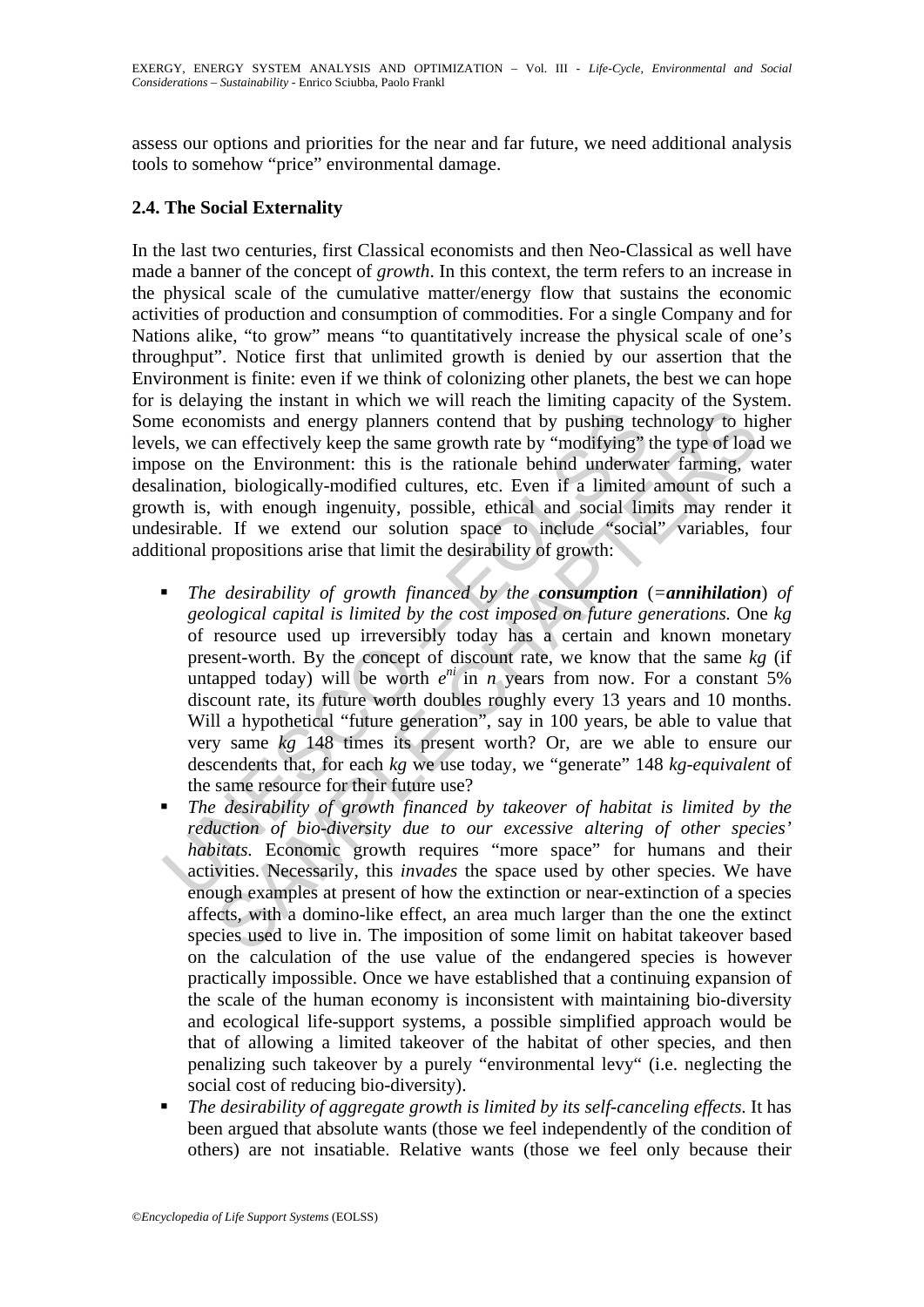assess our options and priorities for the near and far future, we need additional analysis tools to somehow "price" environmental damage.

### 2.4. The Social Externality

In the last two centuries, first Classical economists and then Neo-Classical as well have made a banner of the concept of *growth*. In this context, the term refers to an increase in the physical scale of the cumulative matter/energy flow that sustains the economic activities of production and consumption of commodities. For a single Company and for Nations alike, "to grow" means "to quantitatively increase the physical scale of one's throughput". Notice first that unlimited growth is denied by our assertion that the Environment is finite: even if we think of colonizing other planets, the best we can hope for is delaying the instant in which we will reach the limiting capacity of the System. Some economists and energy planners contend that by pushing technology to higher levels, we can effectively keep the same growth rate by "modifying" the type of load we impose on the Environment: this is the rationale behind underwater farming, water desalination, biologically-modified cultures, etc. Even if a limited amount of such a growth is, with enough ingenuity, possible, ethical and social limits may render it undesirable. If we extend our solution space to include "social" variables, four additional propositions arise that limit the desirability of growth:

- *The desirability of growth financed by the* ***consumption*** (=***annihilation***) *of geological capital is limited by the cost imposed on future generations.* One *kg* of resource used up irreversibly today has a certain and known monetary present-worth. By the concept of discount rate, we know that the same *kg* (if untapped today) will be worth $e^{ni}$ in *n* years from now. For a constant 5% discount rate, its future worth doubles roughly every 13 years and 10 months. Will a hypothetical "future generation", say in 100 years, be able to value that very same *kg* 148 times its present worth? Or, are we able to ensure our descendents that, for each *kg* we use today, we "generate" 148 *kg-equivalent* of the same resource for their future use?
- *The desirability of growth financed by takeover of habitat is limited by the reduction of bio-diversity due to our excessive altering of other species' habitats.* Economic growth requires "more space" for humans and their activities. Necessarily, this *invades* the space used by other species. We have enough examples at present of how the extinction or near-extinction of a species affects, with a domino-like effect, an area much larger than the one the extinct species used to live in. The imposition of some limit on habitat takeover based on the calculation of the use value of the endangered species is however practically impossible. Once we have established that a continuing expansion of the scale of the human economy is inconsistent with maintaining bio-diversity and ecological life-support systems, a possible simplified approach would be that of allowing a limited takeover of the habitat of other species, and then penalizing such takeover by a purely "environmental levy" (i.e. neglecting the social cost of reducing bio-diversity).
- *The desirability of aggregate growth is limited by its self-canceling effects.* It has been argued that absolute wants (those we feel independently of the condition of others) are not insatiable. Relative wants (those we feel only because their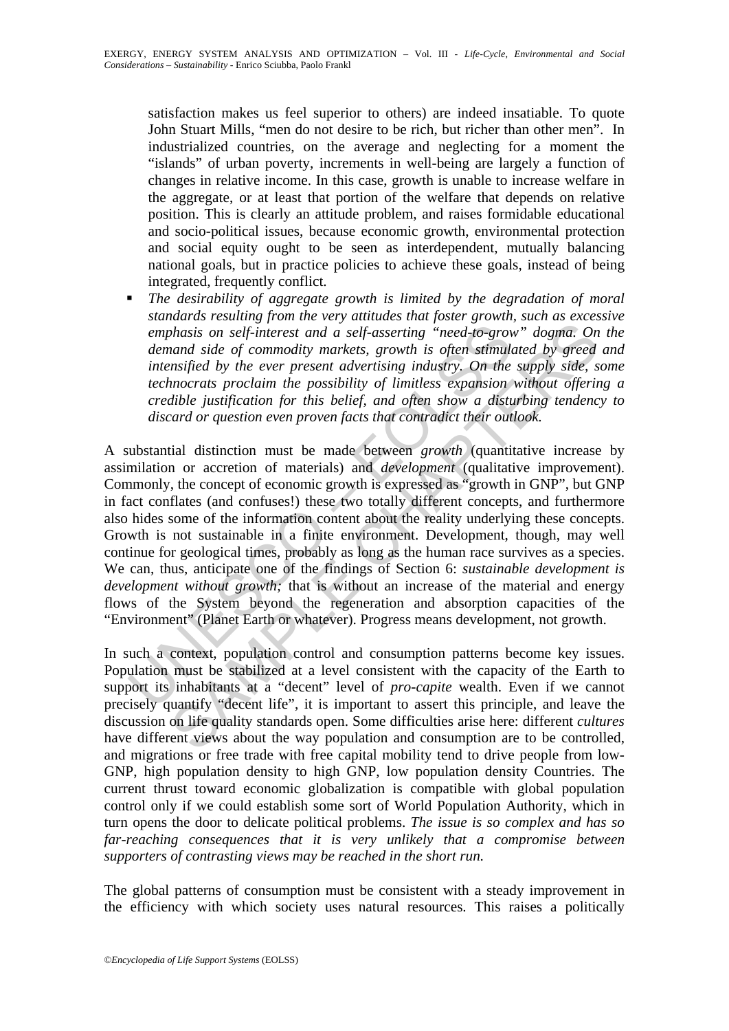satisfaction makes us feel superior to others) are indeed insatiable. To quote John Stuart Mills, "men do not desire to be rich, but richer than other men". In industrialized countries, on the average and neglecting for a moment the "islands" of urban poverty, increments in well-being are largely a function of changes in relative income. In this case, growth is unable to increase welfare in the aggregate, or at least that portion of the welfare that depends on relative position. This is clearly an attitude problem, and raises formidable educational and socio-political issues, because economic growth, environmental protection and social equity ought to be seen as interdependent, mutually balancing national goals, but in practice policies to achieve these goals, instead of being integrated, frequently conflict.

- *The desirability of aggregate growth is limited by the degradation of moral standards resulting from the very attitudes that foster growth, such as excessive emphasis on self-interest and a self-asserting "need-to-grow" dogma. On the demand side of commodity markets, growth is often stimulated by greed and intensified by the ever present advertising industry. On the supply side, some technocrats proclaim the possibility of limitless expansion without offering a credible justification for this belief, and often show a disturbing tendency to discard or question even proven facts that contradict their outlook.*

A substantial distinction must be made between *growth* (quantitative increase by assimilation or accretion of materials) and *development* (qualitative improvement). Commonly, the concept of economic growth is expressed as "growth in GNP", but GNP in fact conflates (and confuses!) these two totally different concepts, and furthermore also hides some of the information content about the reality underlying these concepts. Growth is not sustainable in a finite environment. Development, though, may well continue for geological times, probably as long as the human race survives as a species. We can, thus, anticipate one of the findings of Section 6: *sustainable development is development without growth;* that is without an increase of the material and energy flows of the System beyond the regeneration and absorption capacities of the "Environment" (Planet Earth or whatever). Progress means development, not growth.

In such a context, population control and consumption patterns become key issues. Population must be stabilized at a level consistent with the capacity of the Earth to support its inhabitants at a "decent" level of *pro-capite* wealth. Even if we cannot precisely quantify "decent life", it is important to assert this principle, and leave the discussion on life quality standards open. Some difficulties arise here: different *cultures* have different views about the way population and consumption are to be controlled, and migrations or free trade with free capital mobility tend to drive people from low-GNP, high population density to high GNP, low population density Countries. The current thrust toward economic globalization is compatible with global population control only if we could establish some sort of World Population Authority, which in turn opens the door to delicate political problems. *The issue is so complex and has so far-reaching consequences that it is very unlikely that a compromise between supporters of contrasting views may be reached in the short run.*

The global patterns of consumption must be consistent with a steady improvement in the efficiency with which society uses natural resources. This raises a politically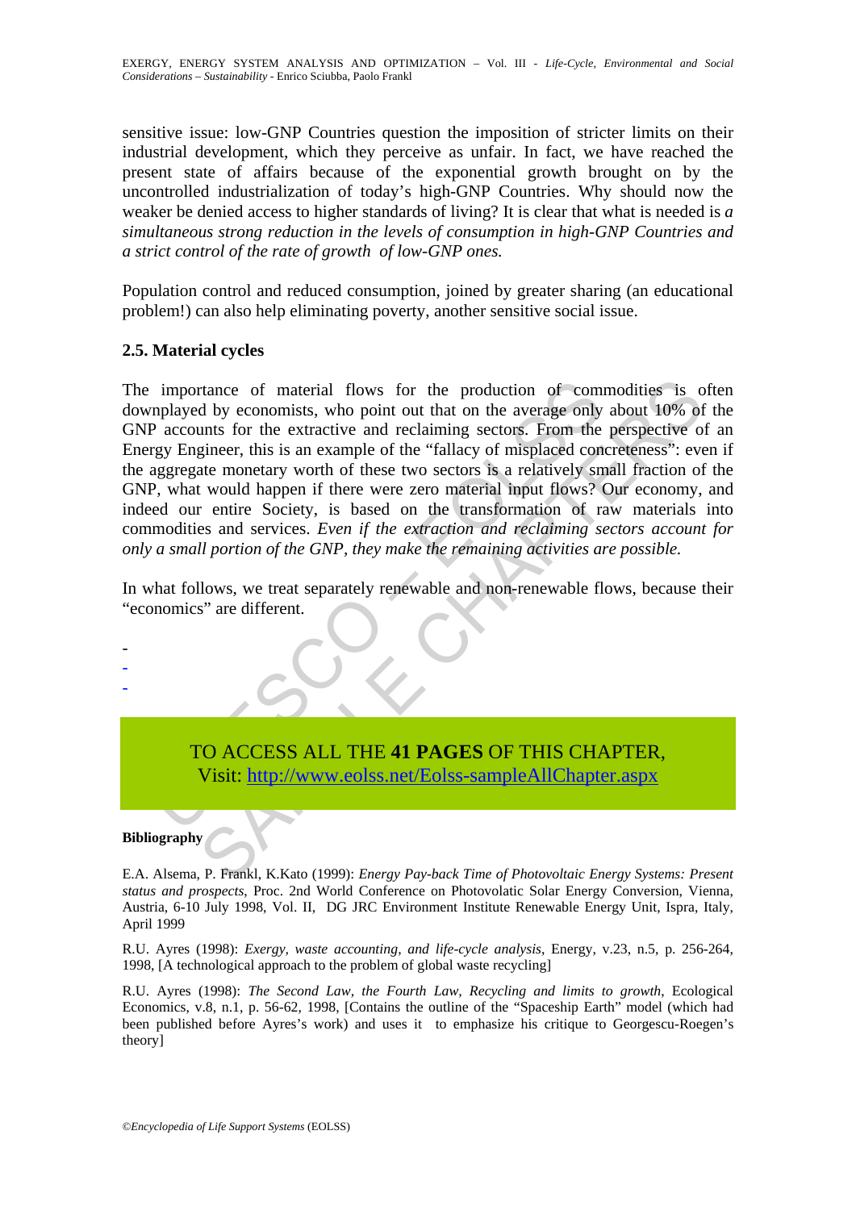sensitive issue: low-GNP Countries question the imposition of stricter limits on their industrial development, which they perceive as unfair. In fact, we have reached the present state of affairs because of the exponential growth brought on by the uncontrolled industrialization of today's high-GNP Countries. Why should now the weaker be denied access to higher standards of living? It is clear that what is needed is *a simultaneous strong reduction in the levels of consumption in high-GNP Countries and a strict control of the rate of growth of low-GNP ones.*

Population control and reduced consumption, joined by greater sharing (an educational problem!) can also help eliminating poverty, another sensitive social issue.

### 2.5. Material cycles

The importance of material flows for the production of commodities is often downplayed by economists, who point out that on the average only about 10% of the GNP accounts for the extractive and reclaiming sectors. From the perspective of an Energy Engineer, this is an example of the "fallacy of misplaced concreteness": even if the aggregate monetary worth of these two sectors is a relatively small fraction of the GNP, what would happen if there were zero material input flows? Our economy, and indeed our entire Society, is based on the transformation of raw materials into commodities and services. *Even if the extraction and reclaiming sectors account for only a small portion of the GNP, they make the remaining activities are possible.*

In what follows, we treat separately renewable and non-renewable flows, because their "economics" are different.

-
-
-

TO ACCESS ALL THE **41 PAGES** OF THIS CHAPTER,
Visit: http://www.eolss.net/Eolss-sampleAllChapter.aspx

**Bibliography**

E.A. Alsema, P. Frankl, K.Kato (1999): *Energy Pay-back Time of Photovoltaic Energy Systems: Present status and prospects*, Proc. 2nd World Conference on Photovolatic Solar Energy Conversion, Vienna, Austria, 6-10 July 1998, Vol. II, DG JRC Environment Institute Renewable Energy Unit, Ispra, Italy, April 1999

R.U. Ayres (1998): *Exergy, waste accounting, and life-cycle analysis*, Energy, v.23, n.5, p. 256-264, 1998, [A technological approach to the problem of global waste recycling]

R.U. Ayres (1998): *The Second Law, the Fourth Law, Recycling and limits to growth*, Ecological Economics, v.8, n.1, p. 56-62, 1998, [Contains the outline of the "Spaceship Earth" model (which had been published before Ayres's work) and uses it to emphasize his critique to Georgescu-Roegen's theory]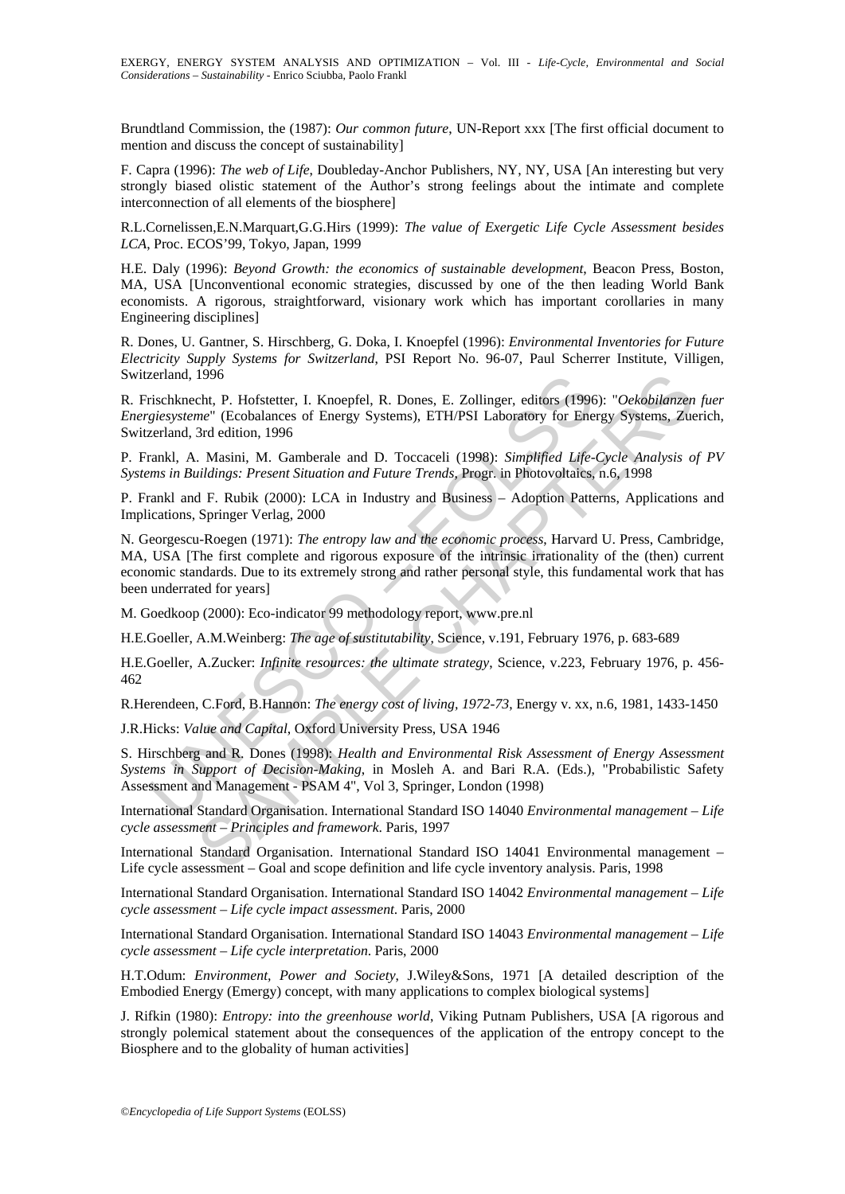Brundtland Commission, the (1987): *Our common future*, UN-Report xxx [The first official document to mention and discuss the concept of sustainability]

F. Capra (1996): *The web of Life*, Doubleday-Anchor Publishers, NY, NY, USA [An interesting but very strongly biased olistic statement of the Author's strong feelings about the intimate and complete interconnection of all elements of the biosphere]

R.L.Cornelissen,E.N.Marquart,G.G.Hirs (1999): *The value of Exergetic Life Cycle Assessment besides LCA*, Proc. ECOS'99, Tokyo, Japan, 1999

H.E. Daly (1996): *Beyond Growth: the economics of sustainable development*, Beacon Press, Boston, MA, USA [Unconventional economic strategies, discussed by one of the then leading World Bank economists. A rigorous, straightforward, visionary work which has important corollaries in many Engineering disciplines]

R. Dones, U. Gantner, S. Hirschberg, G. Doka, I. Knoepfel (1996): *Environmental Inventories for Future Electricity Supply Systems for Switzerland*, PSI Report No. 96-07, Paul Scherrer Institute, Villigen, Switzerland, 1996

R. Frischknecht, P. Hofstetter, I. Knoepfel, R. Dones, E. Zollinger, editors (1996): "*Oekobilanzen fuer Energiesysteme*" (Ecobalances of Energy Systems), ETH/PSI Laboratory for Energy Systems, Zuerich, Switzerland, 3rd edition, 1996

P. Frankl, A. Masini, M. Gamberale and D. Toccaceli (1998): *Simplified Life-Cycle Analysis of PV Systems in Buildings: Present Situation and Future Trends*, Progr. in Photovoltaics, n.6, 1998

P. Frankl and F. Rubik (2000): LCA in Industry and Business – Adoption Patterns, Applications and Implications, Springer Verlag, 2000

N. Georgescu-Roegen (1971): *The entropy law and the economic process*, Harvard U. Press, Cambridge, MA, USA [The first complete and rigorous exposure of the intrinsic irrationality of the (then) current economic standards. Due to its extremely strong and rather personal style, this fundamental work that has been underrated for years]

M. Goedkoop (2000): Eco-indicator 99 methodology report, www.pre.nl

H.E.Goeller, A.M.Weinberg: *The age of sustitutability*, Science, v.191, February 1976, p. 683-689

H.E.Goeller, A.Zucker: *Infinite resources: the ultimate strategy*, Science, v.223, February 1976, p. 456-462

R.Herendeen, C.Ford, B.Hannon: *The energy cost of living, 1972-73*, Energy v. xx, n.6, 1981, 1433-1450

J.R.Hicks: *Value and Capital*, Oxford University Press, USA 1946

S. Hirschberg and R. Dones (1998): *Health and Environmental Risk Assessment of Energy Assessment Systems in Support of Decision-Making*, in Mosleh A. and Bari R.A. (Eds.), "Probabilistic Safety Assessment and Management - PSAM 4", Vol 3, Springer, London (1998)

International Standard Organisation. International Standard ISO 14040 *Environmental management – Life cycle assessment – Principles and framework*. Paris, 1997

International Standard Organisation. International Standard ISO 14041 Environmental management – Life cycle assessment – Goal and scope definition and life cycle inventory analysis. Paris, 1998

International Standard Organisation. International Standard ISO 14042 *Environmental management – Life cycle assessment – Life cycle impact assessment*. Paris, 2000

International Standard Organisation. International Standard ISO 14043 *Environmental management – Life cycle assessment – Life cycle interpretation*. Paris, 2000

H.T.Odum: *Environment, Power and Society*, J.Wiley&Sons, 1971 [A detailed description of the Embodied Energy (Emergy) concept, with many applications to complex biological systems]

J. Rifkin (1980): *Entropy: into the greenhouse world*, Viking Putnam Publishers, USA [A rigorous and strongly polemical statement about the consequences of the application of the entropy concept to the Biosphere and to the globality of human activities]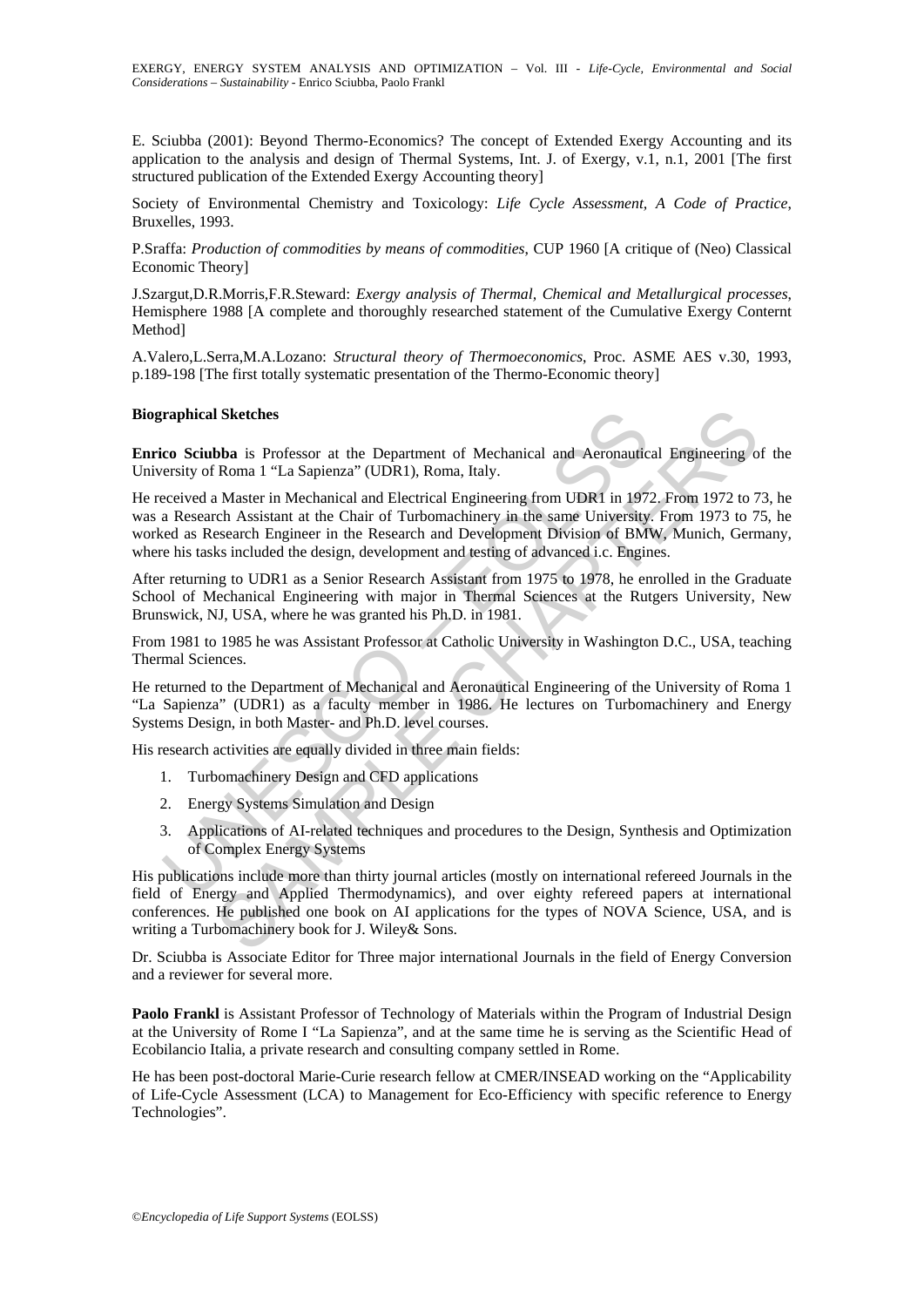E. Sciubba (2001): Beyond Thermo-Economics? The concept of Extended Exergy Accounting and its application to the analysis and design of Thermal Systems, Int. J. of Exergy, v.1, n.1, 2001 [The first structured publication of the Extended Exergy Accounting theory]

Society of Environmental Chemistry and Toxicology: *Life Cycle Assessment, A Code of Practice*, Bruxelles, 1993.

P.Sraffa: *Production of commodities by means of commodities*, CUP 1960 [A critique of (Neo) Classical Economic Theory]

J.Szargut,D.R.Morris,F.R.Steward: *Exergy analysis of Thermal, Chemical and Metallurgical processes*, Hemisphere 1988 [A complete and thoroughly researched statement of the Cumulative Exergy Conternt Method]

A.Valero,L.Serra,M.A.Lozano: *Structural theory of Thermoeconomics*, Proc. ASME AES v.30, 1993, p.189-198 [The first totally systematic presentation of the Thermo-Economic theory]

**Biographical Sketches**

**Enrico Sciubba** is Professor at the Department of Mechanical and Aeronautical Engineering of the University of Roma 1 "La Sapienza" (UDR1), Roma, Italy.

He received a Master in Mechanical and Electrical Engineering from UDR1 in 1972. From 1972 to 73, he was a Research Assistant at the Chair of Turbomachinery in the same University. From 1973 to 75, he worked as Research Engineer in the Research and Development Division of BMW, Munich, Germany, where his tasks included the design, development and testing of advanced i.c. Engines.

After returning to UDR1 as a Senior Research Assistant from 1975 to 1978, he enrolled in the Graduate School of Mechanical Engineering with major in Thermal Sciences at the Rutgers University, New Brunswick, NJ, USA, where he was granted his Ph.D. in 1981.

From 1981 to 1985 he was Assistant Professor at Catholic University in Washington D.C., USA, teaching Thermal Sciences.

He returned to the Department of Mechanical and Aeronautical Engineering of the University of Roma 1 "La Sapienza" (UDR1) as a faculty member in 1986. He lectures on Turbomachinery and Energy Systems Design, in both Master- and Ph.D. level courses.

His research activities are equally divided in three main fields:

1. Turbomachinery Design and CFD applications
2. Energy Systems Simulation and Design
3. Applications of AI-related techniques and procedures to the Design, Synthesis and Optimization of Complex Energy Systems

His publications include more than thirty journal articles (mostly on international refereed Journals in the field of Energy and Applied Thermodynamics), and over eighty refereed papers at international conferences. He published one book on AI applications for the types of NOVA Science, USA, and is writing a Turbomachinery book for J. Wiley& Sons.

Dr. Sciubba is Associate Editor for Three major international Journals in the field of Energy Conversion and a reviewer for several more.

**Paolo Frankl** is Assistant Professor of Technology of Materials within the Program of Industrial Design at the University of Rome I "La Sapienza", and at the same time he is serving as the Scientific Head of Ecobilancio Italia, a private research and consulting company settled in Rome.

He has been post-doctoral Marie-Curie research fellow at CMER/INSEAD working on the "Applicability of Life-Cycle Assessment (LCA) to Management for Eco-Efficiency with specific reference to Energy Technologies".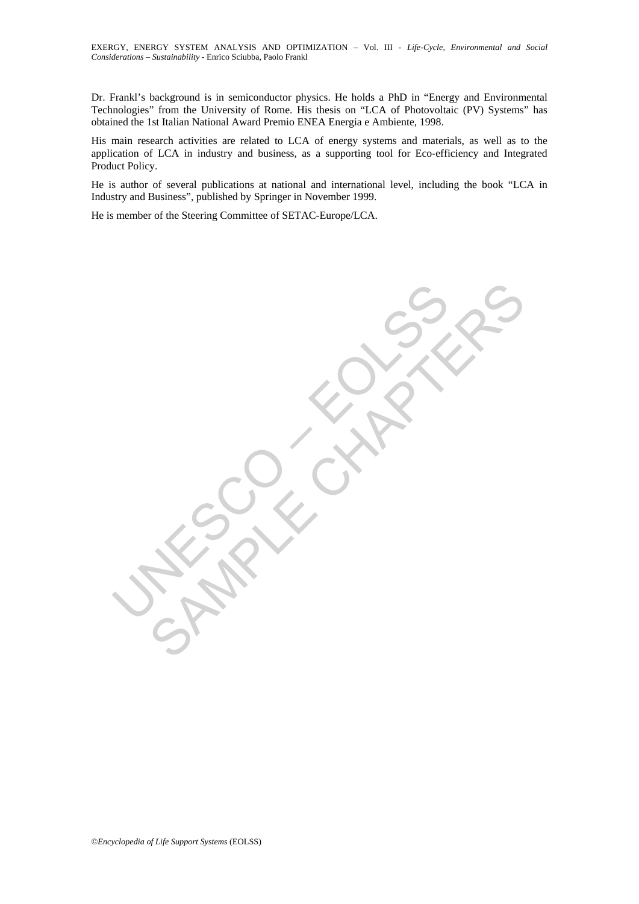Dr. Frankl's background is in semiconductor physics. He holds a PhD in "Energy and Environmental Technologies" from the University of Rome. His thesis on "LCA of Photovoltaic (PV) Systems" has obtained the 1st Italian National Award Premio ENEA Energia e Ambiente, 1998.

His main research activities are related to LCA of energy systems and materials, as well as to the application of LCA in industry and business, as a supporting tool for Eco-efficiency and Integrated Product Policy.

He is author of several publications at national and international level, including the book "LCA in Industry and Business", published by Springer in November 1999.

He is member of the Steering Committee of SETAC-Europe/LCA.